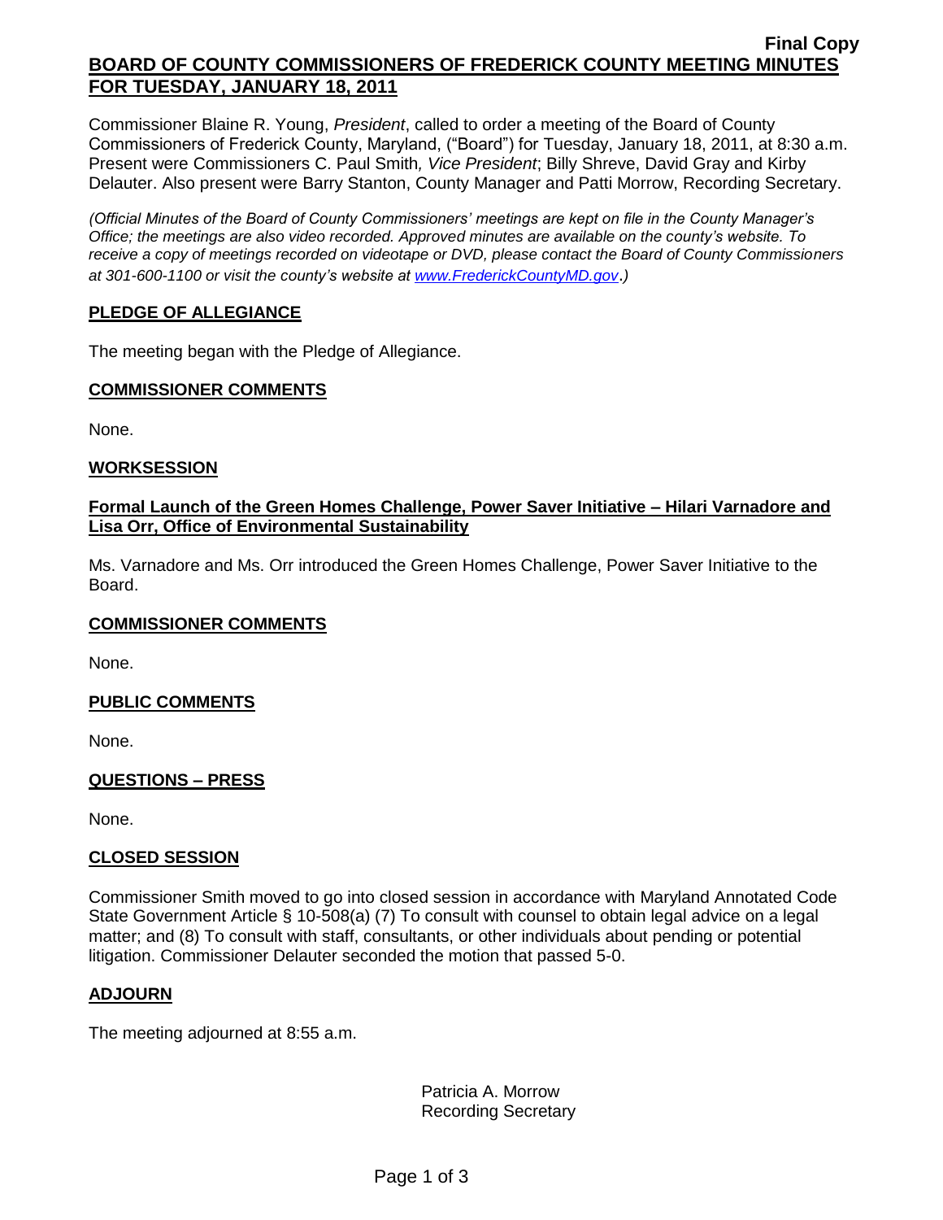**Final Copy**

# BOARD OF COUNTY COMMISSIONERS OF FREDERICK COUNTY MEETING MINUTES FOR TUESDAY, JANUARY 18, 2011

Commissioner Blaine R. Young, *President*, called to order a meeting of the Board of County Commissioners of Frederick County, Maryland, ("Board") for Tuesday, January 18, 2011, at 8:30 a.m. Present were Commissioners C. Paul Smith*, Vice President*; Billy Shreve, David Gray and Kirby Delauter. Also present were Barry Stanton, County Manager and Patti Morrow, Recording Secretary.

*(Official Minutes of the Board of County Commissioners' meetings are kept on file in the County Manager's Office; the meetings are also video recorded. Approved minutes are available on the county's website. To receive a copy of meetings recorded on videotape or DVD, please contact the Board of County Commissioners at 301-600-1100 or visit the county's website at www.FrederickCountyMD.gov.)*

## PLEDGE OF ALLEGIANCE

The meeting began with the Pledge of Allegiance.

## COMMISSIONER COMMENTS

None.

## WORKSESSION

### Formal Launch of the Green Homes Challenge, Power Saver Initiative – Hilari Varnadore and Lisa Orr, Office of Environmental Sustainability

Ms. Varnadore and Ms. Orr introduced the Green Homes Challenge, Power Saver Initiative to the Board.

## COMMISSIONER COMMENTS

None.

## PUBLIC COMMENTS

None.

## QUESTIONS – PRESS

None.

## CLOSED SESSION

Commissioner Smith moved to go into closed session in accordance with Maryland Annotated Code State Government Article § 10-508(a) (7) To consult with counsel to obtain legal advice on a legal matter; and (8) To consult with staff, consultants, or other individuals about pending or potential litigation. Commissioner Delauter seconded the motion that passed 5-0.

## ADJOURN

The meeting adjourned at 8:55 a.m.

Patricia A. Morrow
Recording Secretary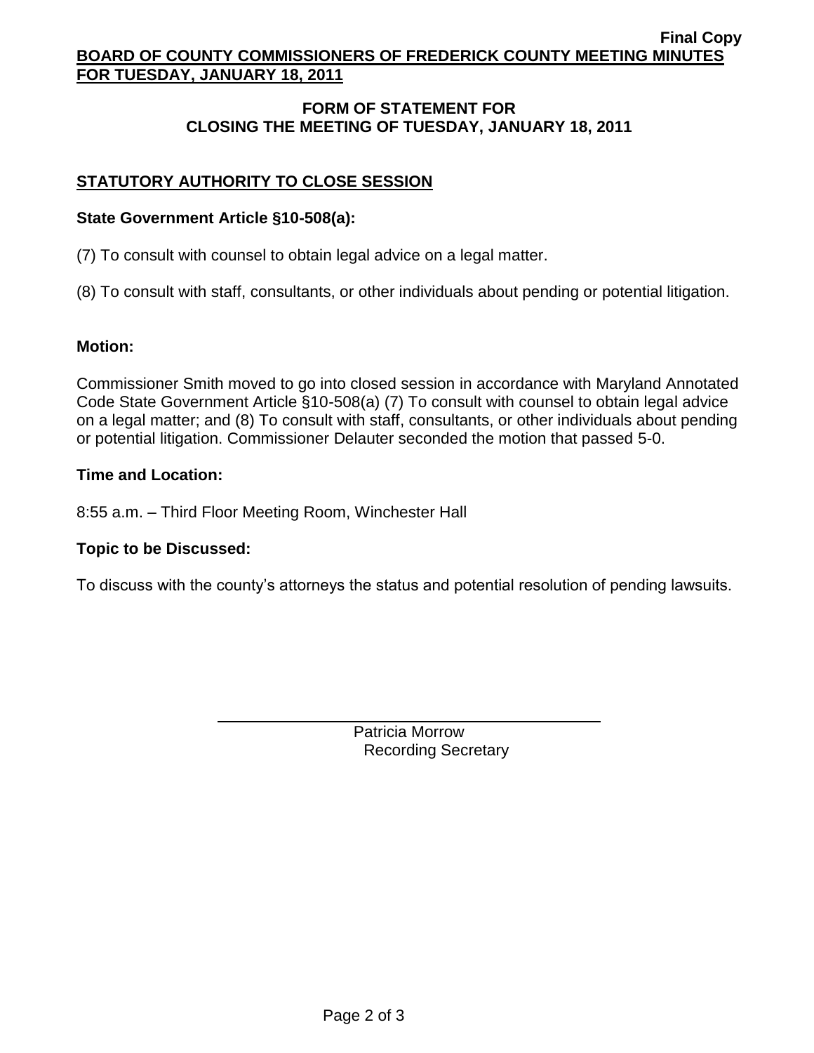## FORM OF STATEMENT FOR CLOSING THE MEETING OF TUESDAY, JANUARY 18, 2011

### STATUTORY AUTHORITY TO CLOSE SESSION

**State Government Article §10-508(a):**

(7) To consult with counsel to obtain legal advice on a legal matter.

(8) To consult with staff, consultants, or other individuals about pending or potential litigation.

**Motion:**

Commissioner Smith moved to go into closed session in accordance with Maryland Annotated Code State Government Article §10-508(a) (7) To consult with counsel to obtain legal advice on a legal matter; and (8) To consult with staff, consultants, or other individuals about pending or potential litigation. Commissioner Delauter seconded the motion that passed 5-0.

**Time and Location:**

8:55 a.m. – Third Floor Meeting Room, Winchester Hall

**Topic to be Discussed:**

To discuss with the county's attorneys the status and potential resolution of pending lawsuits.

Patricia Morrow
Recording Secretary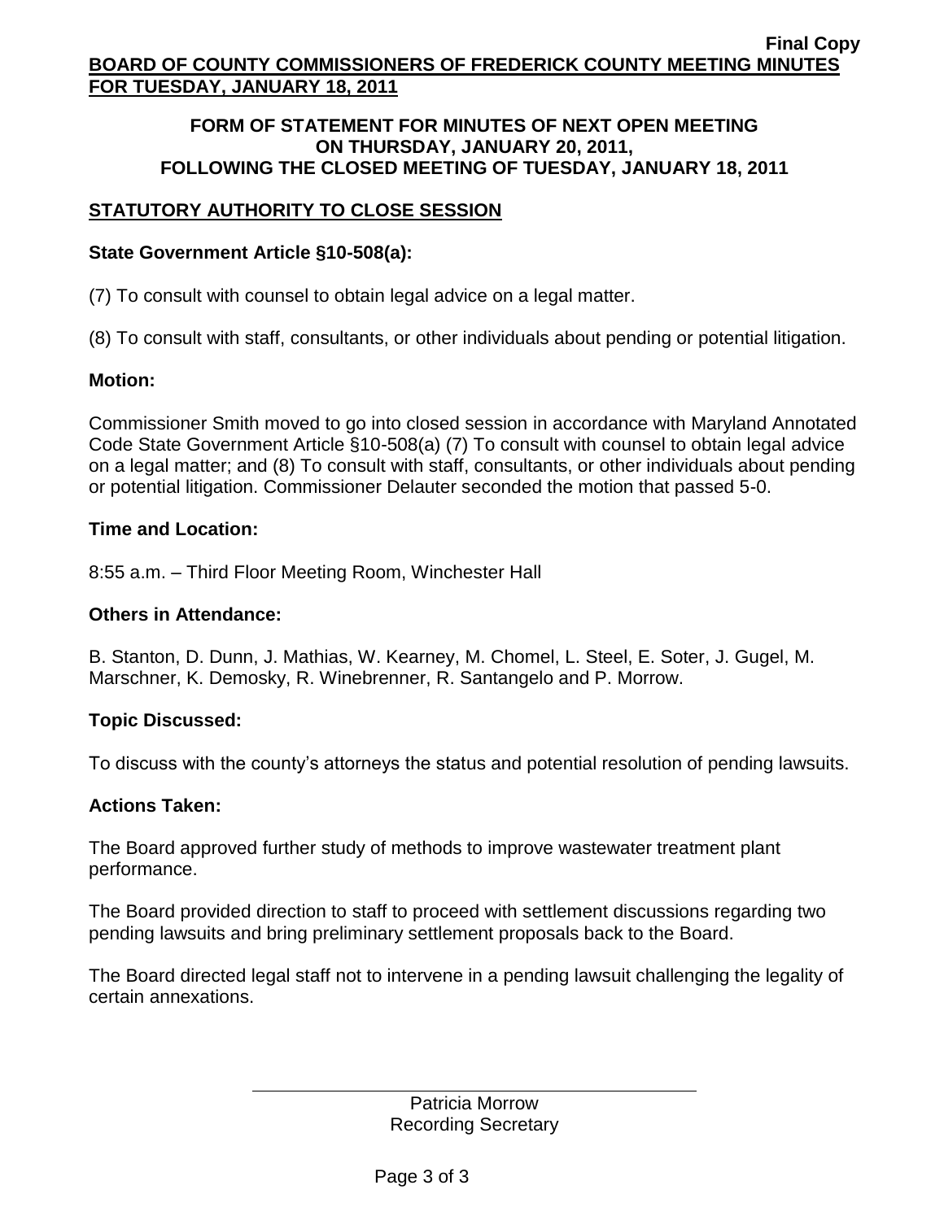**Final Copy**

**BOARD OF COUNTY COMMISSIONERS OF FREDERICK COUNTY MEETING MINUTES FOR TUESDAY, JANUARY 18, 2011**

**FORM OF STATEMENT FOR MINUTES OF NEXT OPEN MEETING ON THURSDAY, JANUARY 20, 2011, FOLLOWING THE CLOSED MEETING OF TUESDAY, JANUARY 18, 2011**

## STATUTORY AUTHORITY TO CLOSE SESSION

### State Government Article §10-508(a):

(7) To consult with counsel to obtain legal advice on a legal matter.

(8) To consult with staff, consultants, or other individuals about pending or potential litigation.

### Motion:

Commissioner Smith moved to go into closed session in accordance with Maryland Annotated Code State Government Article §10-508(a) (7) To consult with counsel to obtain legal advice on a legal matter; and (8) To consult with staff, consultants, or other individuals about pending or potential litigation. Commissioner Delauter seconded the motion that passed 5-0.

### Time and Location:

8:55 a.m. – Third Floor Meeting Room, Winchester Hall

### Others in Attendance:

B. Stanton, D. Dunn, J. Mathias, W. Kearney, M. Chomel, L. Steel, E. Soter, J. Gugel, M. Marschner, K. Demosky, R. Winebrenner, R. Santangelo and P. Morrow.

### Topic Discussed:

To discuss with the county's attorneys the status and potential resolution of pending lawsuits.

### Actions Taken:

The Board approved further study of methods to improve wastewater treatment plant performance.

The Board provided direction to staff to proceed with settlement discussions regarding two pending lawsuits and bring preliminary settlement proposals back to the Board.

The Board directed legal staff not to intervene in a pending lawsuit challenging the legality of certain annexations.

Patricia Morrow
Recording Secretary